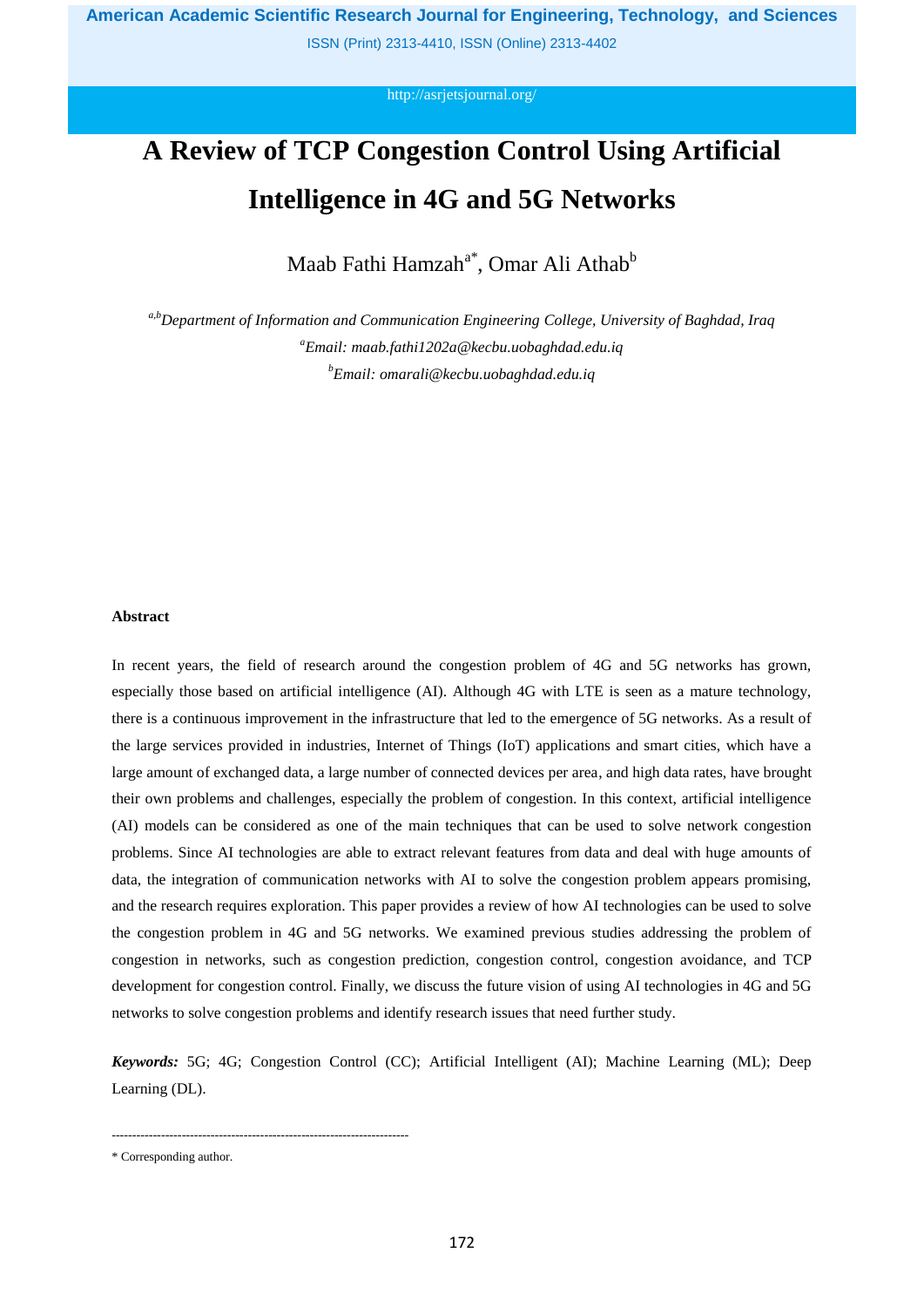# A Review of TCP Congestion Control Using Artificial Intelligence in 4G and 5G Networks

Maab Fathi Hamzah[a*], Omar Ali Athab[b]

*[a,b]Department of Information and Communication Engineering College, University of Baghdad, Iraq*

*[a]Email: maab.fathi1202a@kecbu.uobaghdad.edu.iq*

*[b]Email: omarali@kecbu.uobaghdad.edu.iq*

**Abstract**

In recent years, the field of research around the congestion problem of 4G and 5G networks has grown, especially those based on artificial intelligence (AI). Although 4G with LTE is seen as a mature technology, there is a continuous improvement in the infrastructure that led to the emergence of 5G networks. As a result of the large services provided in industries, Internet of Things (IoT) applications and smart cities, which have a large amount of exchanged data, a large number of connected devices per area, and high data rates, have brought their own problems and challenges, especially the problem of congestion. In this context, artificial intelligence (AI) models can be considered as one of the main techniques that can be used to solve network congestion problems. Since AI technologies are able to extract relevant features from data and deal with huge amounts of data, the integration of communication networks with AI to solve the congestion problem appears promising, and the research requires exploration. This paper provides a review of how AI technologies can be used to solve the congestion problem in 4G and 5G networks. We examined previous studies addressing the problem of congestion in networks, such as congestion prediction, congestion control, congestion avoidance, and TCP development for congestion control. Finally, we discuss the future vision of using AI technologies in 4G and 5G networks to solve congestion problems and identify research issues that need further study.

***Keywords:*** 5G; 4G; Congestion Control (CC); Artificial Intelligent (AI); Machine Learning (ML); Deep Learning (DL).

------------------------------------------------------------------------

\* Corresponding author.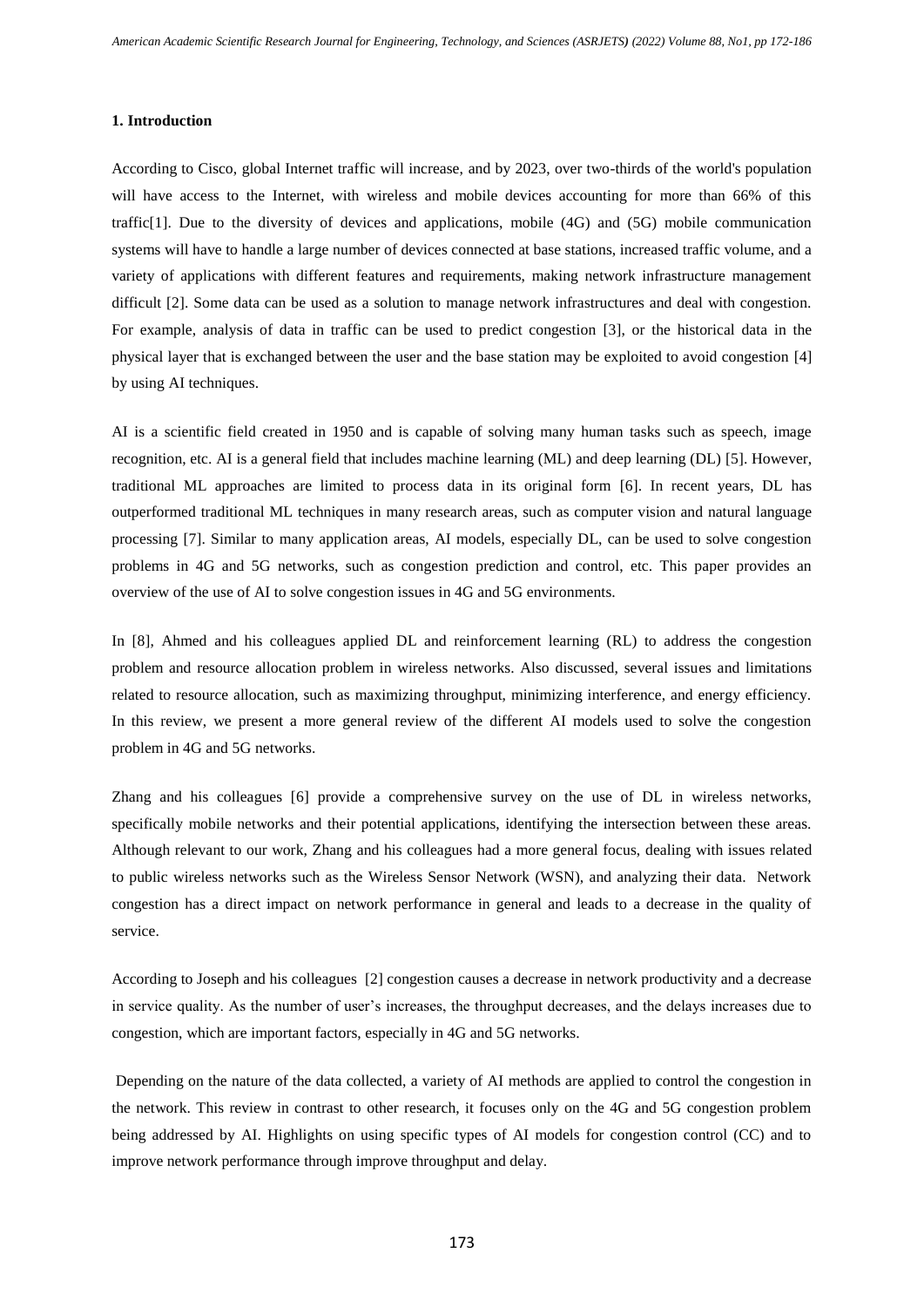## 1. Introduction

According to Cisco, global Internet traffic will increase, and by 2023, over two-thirds of the world's population will have access to the Internet, with wireless and mobile devices accounting for more than 66% of this traffic[1]. Due to the diversity of devices and applications, mobile (4G) and (5G) mobile communication systems will have to handle a large number of devices connected at base stations, increased traffic volume, and a variety of applications with different features and requirements, making network infrastructure management difficult [2]. Some data can be used as a solution to manage network infrastructures and deal with congestion. For example, analysis of data in traffic can be used to predict congestion [3], or the historical data in the physical layer that is exchanged between the user and the base station may be exploited to avoid congestion [4] by using AI techniques.

AI is a scientific field created in 1950 and is capable of solving many human tasks such as speech, image recognition, etc. AI is a general field that includes machine learning (ML) and deep learning (DL) [5]. However, traditional ML approaches are limited to process data in its original form [6]. In recent years, DL has outperformed traditional ML techniques in many research areas, such as computer vision and natural language processing [7]. Similar to many application areas, AI models, especially DL, can be used to solve congestion problems in 4G and 5G networks, such as congestion prediction and control, etc. This paper provides an overview of the use of AI to solve congestion issues in 4G and 5G environments.

In [8], Ahmed and his colleagues applied DL and reinforcement learning (RL) to address the congestion problem and resource allocation problem in wireless networks. Also discussed, several issues and limitations related to resource allocation, such as maximizing throughput, minimizing interference, and energy efficiency. In this review, we present a more general review of the different AI models used to solve the congestion problem in 4G and 5G networks.

Zhang and his colleagues [6] provide a comprehensive survey on the use of DL in wireless networks, specifically mobile networks and their potential applications, identifying the intersection between these areas. Although relevant to our work, Zhang and his colleagues had a more general focus, dealing with issues related to public wireless networks such as the Wireless Sensor Network (WSN), and analyzing their data. Network congestion has a direct impact on network performance in general and leads to a decrease in the quality of service.

According to Joseph and his colleagues [2] congestion causes a decrease in network productivity and a decrease in service quality. As the number of user's increases, the throughput decreases, and the delays increases due to congestion, which are important factors, especially in 4G and 5G networks.

Depending on the nature of the data collected, a variety of AI methods are applied to control the congestion in the network. This review in contrast to other research, it focuses only on the 4G and 5G congestion problem being addressed by AI. Highlights on using specific types of AI models for congestion control (CC) and to improve network performance through improve throughput and delay.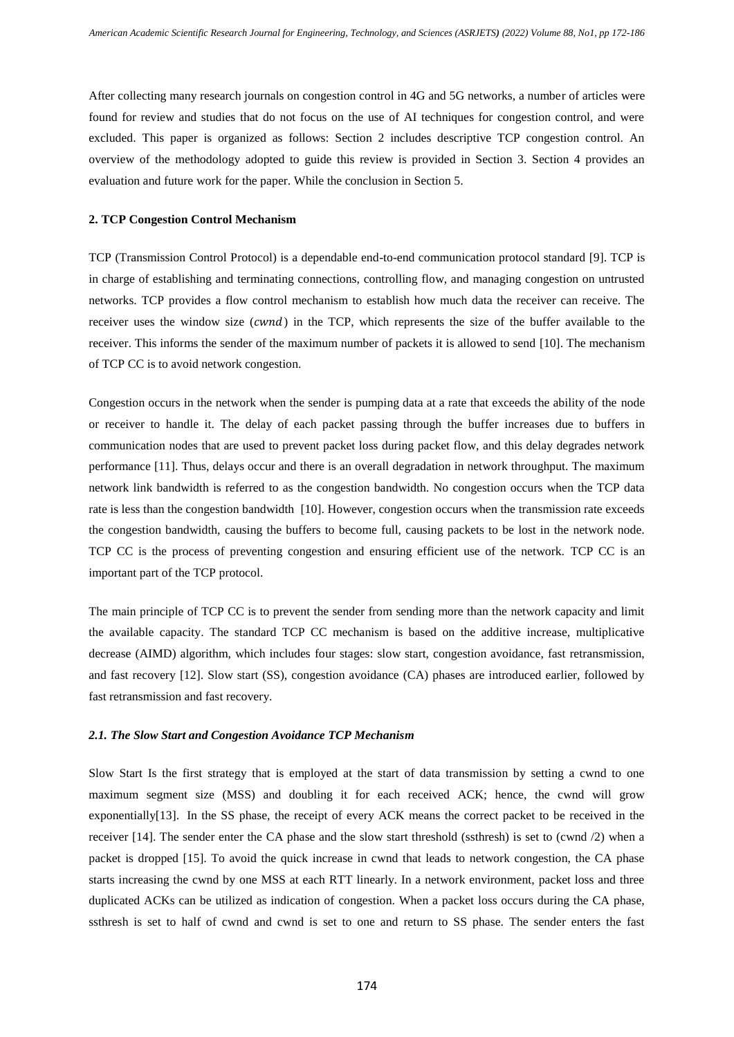After collecting many research journals on congestion control in 4G and 5G networks, a number of articles were found for review and studies that do not focus on the use of AI techniques for congestion control, and were excluded. This paper is organized as follows: Section 2 includes descriptive TCP congestion control. An overview of the methodology adopted to guide this review is provided in Section 3. Section 4 provides an evaluation and future work for the paper. While the conclusion in Section 5.

## 2. TCP Congestion Control Mechanism

TCP (Transmission Control Protocol) is a dependable end-to-end communication protocol standard [9]. TCP is in charge of establishing and terminating connections, controlling flow, and managing congestion on untrusted networks. TCP provides a flow control mechanism to establish how much data the receiver can receive. The receiver uses the window size ($cwnd$) in the TCP, which represents the size of the buffer available to the receiver. This informs the sender of the maximum number of packets it is allowed to send [10]. The mechanism of TCP CC is to avoid network congestion.

Congestion occurs in the network when the sender is pumping data at a rate that exceeds the ability of the node or receiver to handle it. The delay of each packet passing through the buffer increases due to buffers in communication nodes that are used to prevent packet loss during packet flow, and this delay degrades network performance [11]. Thus, delays occur and there is an overall degradation in network throughput. The maximum network link bandwidth is referred to as the congestion bandwidth. No congestion occurs when the TCP data rate is less than the congestion bandwidth [10]. However, congestion occurs when the transmission rate exceeds the congestion bandwidth, causing the buffers to become full, causing packets to be lost in the network node. TCP CC is the process of preventing congestion and ensuring efficient use of the network. TCP CC is an important part of the TCP protocol.

The main principle of TCP CC is to prevent the sender from sending more than the network capacity and limit the available capacity. The standard TCP CC mechanism is based on the additive increase, multiplicative decrease (AIMD) algorithm, which includes four stages: slow start, congestion avoidance, fast retransmission, and fast recovery [12]. Slow start (SS), congestion avoidance (CA) phases are introduced earlier, followed by fast retransmission and fast recovery.

### *2.1. The Slow Start and Congestion Avoidance TCP Mechanism*

Slow Start Is the first strategy that is employed at the start of data transmission by setting a cwnd to one maximum segment size (MSS) and doubling it for each received ACK; hence, the cwnd will grow exponentially[13]. In the SS phase, the receipt of every ACK means the correct packet to be received in the receiver [14]. The sender enter the CA phase and the slow start threshold (ssthresh) is set to (cwnd /2) when a packet is dropped [15]. To avoid the quick increase in cwnd that leads to network congestion, the CA phase starts increasing the cwnd by one MSS at each RTT linearly. In a network environment, packet loss and three duplicated ACKs can be utilized as indication of congestion. When a packet loss occurs during the CA phase, ssthresh is set to half of cwnd and cwnd is set to one and return to SS phase. The sender enters the fast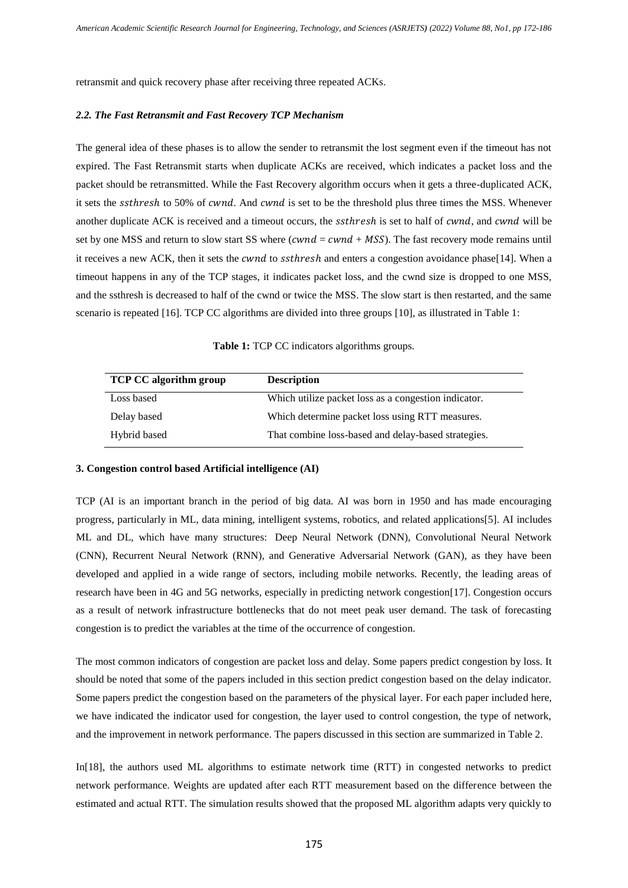retransmit and quick recovery phase after receiving three repeated ACKs.

### *2.2. The Fast Retransmit and Fast Recovery TCP Mechanism*

The general idea of these phases is to allow the sender to retransmit the lost segment even if the timeout has not expired. The Fast Retransmit starts when duplicate ACKs are received, which indicates a packet loss and the packet should be retransmitted. While the Fast Recovery algorithm occurs when it gets a three-duplicated ACK, it sets the $ssthresh$ to 50% of $cwnd$. And $cwnd$ is set to be the threshold plus three times the MSS. Whenever another duplicate ACK is received and a timeout occurs, the $ssthresh$ is set to half of $cwnd$, and $cwnd$ will be set by one MSS and return to slow start SS where ($cwnd = cwnd + MSS$). The fast recovery mode remains until it receives a new ACK, then it sets the $cwnd$ to $ssthresh$ and enters a congestion avoidance phase[14]. When a timeout happens in any of the TCP stages, it indicates packet loss, and the cwnd size is dropped to one MSS, and the ssthresh is decreased to half of the cwnd or twice the MSS. The slow start is then restarted, and the same scenario is repeated [16]. TCP CC algorithms are divided into three groups [10], as illustrated in Table 1:

**Table 1:** TCP CC indicators algorithms groups.

| TCP CC algorithm group | Description |
|---|---|
| Loss based | Which utilize packet loss as a congestion indicator. |
| Delay based | Which determine packet loss using RTT measures. |
| Hybrid based | That combine loss-based and delay-based strategies. |

## 3. Congestion control based Artificial intelligence (AI)

TCP (AI is an important branch in the period of big data. AI was born in 1950 and has made encouraging progress, particularly in ML, data mining, intelligent systems, robotics, and related applications[5]. AI includes ML and DL, which have many structures: Deep Neural Network (DNN), Convolutional Neural Network (CNN), Recurrent Neural Network (RNN), and Generative Adversarial Network (GAN), as they have been developed and applied in a wide range of sectors, including mobile networks. Recently, the leading areas of research have been in 4G and 5G networks, especially in predicting network congestion[17]. Congestion occurs as a result of network infrastructure bottlenecks that do not meet peak user demand. The task of forecasting congestion is to predict the variables at the time of the occurrence of congestion.

The most common indicators of congestion are packet loss and delay. Some papers predict congestion by loss. It should be noted that some of the papers included in this section predict congestion based on the delay indicator. Some papers predict the congestion based on the parameters of the physical layer. For each paper included here, we have indicated the indicator used for congestion, the layer used to control congestion, the type of network, and the improvement in network performance. The papers discussed in this section are summarized in Table 2.

In[18], the authors used ML algorithms to estimate network time (RTT) in congested networks to predict network performance. Weights are updated after each RTT measurement based on the difference between the estimated and actual RTT. The simulation results showed that the proposed ML algorithm adapts very quickly to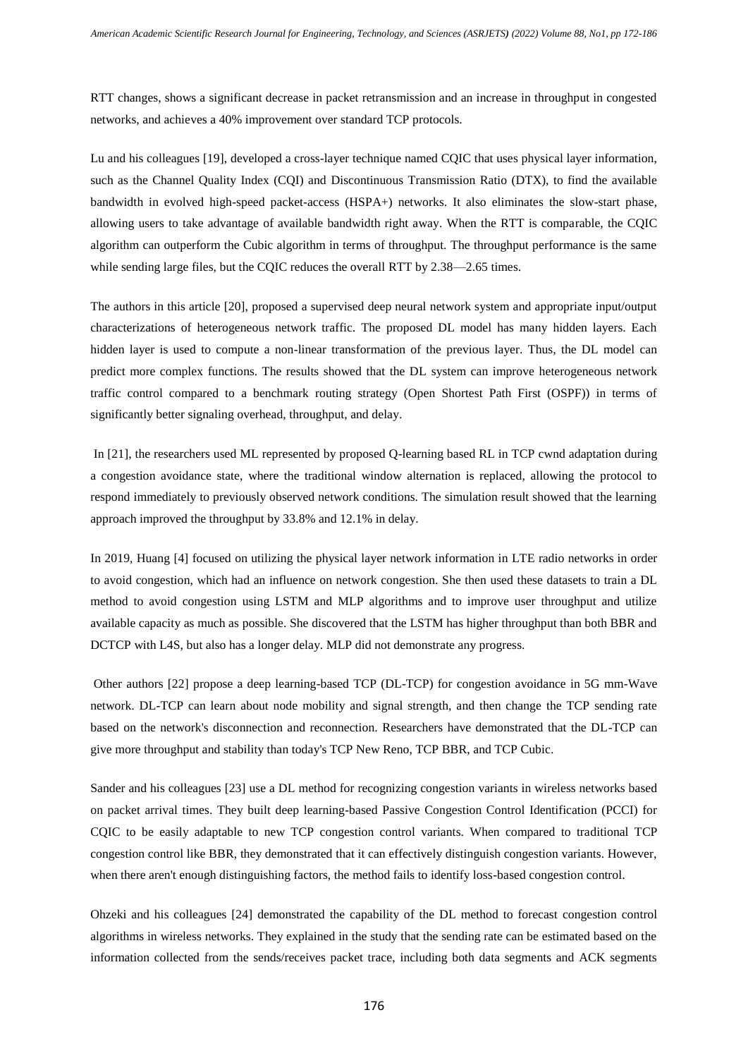RTT changes, shows a significant decrease in packet retransmission and an increase in throughput in congested networks, and achieves a 40% improvement over standard TCP protocols.

Lu and his colleagues [19], developed a cross-layer technique named CQIC that uses physical layer information, such as the Channel Quality Index (CQI) and Discontinuous Transmission Ratio (DTX), to find the available bandwidth in evolved high-speed packet-access (HSPA+) networks. It also eliminates the slow-start phase, allowing users to take advantage of available bandwidth right away. When the RTT is comparable, the CQIC algorithm can outperform the Cubic algorithm in terms of throughput. The throughput performance is the same while sending large files, but the CQIC reduces the overall RTT by 2.38—2.65 times.

The authors in this article [20], proposed a supervised deep neural network system and appropriate input/output characterizations of heterogeneous network traffic. The proposed DL model has many hidden layers. Each hidden layer is used to compute a non-linear transformation of the previous layer. Thus, the DL model can predict more complex functions. The results showed that the DL system can improve heterogeneous network traffic control compared to a benchmark routing strategy (Open Shortest Path First (OSPF)) in terms of significantly better signaling overhead, throughput, and delay.

In [21], the researchers used ML represented by proposed Q-learning based RL in TCP cwnd adaptation during a congestion avoidance state, where the traditional window alternation is replaced, allowing the protocol to respond immediately to previously observed network conditions. The simulation result showed that the learning approach improved the throughput by 33.8% and 12.1% in delay.

In 2019, Huang [4] focused on utilizing the physical layer network information in LTE radio networks in order to avoid congestion, which had an influence on network congestion. She then used these datasets to train a DL method to avoid congestion using LSTM and MLP algorithms and to improve user throughput and utilize available capacity as much as possible. She discovered that the LSTM has higher throughput than both BBR and DCTCP with L4S, but also has a longer delay. MLP did not demonstrate any progress.

Other authors [22] propose a deep learning-based TCP (DL-TCP) for congestion avoidance in 5G mm-Wave network. DL-TCP can learn about node mobility and signal strength, and then change the TCP sending rate based on the network's disconnection and reconnection. Researchers have demonstrated that the DL-TCP can give more throughput and stability than today's TCP New Reno, TCP BBR, and TCP Cubic.

Sander and his colleagues [23] use a DL method for recognizing congestion variants in wireless networks based on packet arrival times. They built deep learning-based Passive Congestion Control Identification (PCCI) for CQIC to be easily adaptable to new TCP congestion control variants. When compared to traditional TCP congestion control like BBR, they demonstrated that it can effectively distinguish congestion variants. However, when there aren't enough distinguishing factors, the method fails to identify loss-based congestion control.

Ohzeki and his colleagues [24] demonstrated the capability of the DL method to forecast congestion control algorithms in wireless networks. They explained in the study that the sending rate can be estimated based on the information collected from the sends/receives packet trace, including both data segments and ACK segments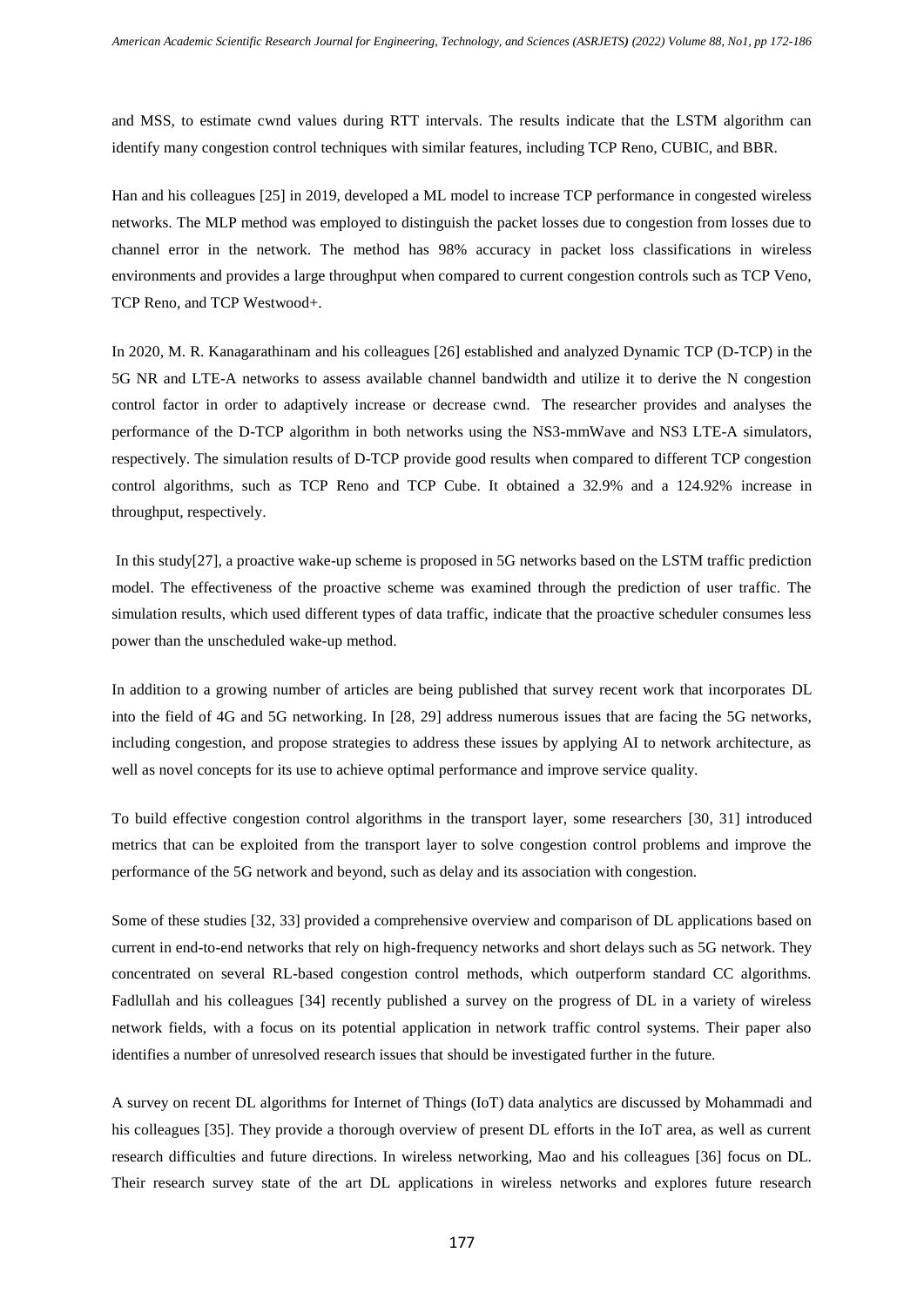and MSS, to estimate cwnd values during RTT intervals. The results indicate that the LSTM algorithm can identify many congestion control techniques with similar features, including TCP Reno, CUBIC, and BBR.

Han and his colleagues [25] in 2019, developed a ML model to increase TCP performance in congested wireless networks. The MLP method was employed to distinguish the packet losses due to congestion from losses due to channel error in the network. The method has 98% accuracy in packet loss classifications in wireless environments and provides a large throughput when compared to current congestion controls such as TCP Veno, TCP Reno, and TCP Westwood+.

In 2020, M. R. Kanagarathinam and his colleagues [26] established and analyzed Dynamic TCP (D-TCP) in the 5G NR and LTE-A networks to assess available channel bandwidth and utilize it to derive the N congestion control factor in order to adaptively increase or decrease cwnd. The researcher provides and analyses the performance of the D-TCP algorithm in both networks using the NS3-mmWave and NS3 LTE-A simulators, respectively. The simulation results of D-TCP provide good results when compared to different TCP congestion control algorithms, such as TCP Reno and TCP Cube. It obtained a 32.9% and a 124.92% increase in throughput, respectively.

In this study[27], a proactive wake-up scheme is proposed in 5G networks based on the LSTM traffic prediction model. The effectiveness of the proactive scheme was examined through the prediction of user traffic. The simulation results, which used different types of data traffic, indicate that the proactive scheduler consumes less power than the unscheduled wake-up method.

In addition to a growing number of articles are being published that survey recent work that incorporates DL into the field of 4G and 5G networking. In [28, 29] address numerous issues that are facing the 5G networks, including congestion, and propose strategies to address these issues by applying AI to network architecture, as well as novel concepts for its use to achieve optimal performance and improve service quality.

To build effective congestion control algorithms in the transport layer, some researchers [30, 31] introduced metrics that can be exploited from the transport layer to solve congestion control problems and improve the performance of the 5G network and beyond, such as delay and its association with congestion.

Some of these studies [32, 33] provided a comprehensive overview and comparison of DL applications based on current in end-to-end networks that rely on high-frequency networks and short delays such as 5G network. They concentrated on several RL-based congestion control methods, which outperform standard CC algorithms. Fadlullah and his colleagues [34] recently published a survey on the progress of DL in a variety of wireless network fields, with a focus on its potential application in network traffic control systems. Their paper also identifies a number of unresolved research issues that should be investigated further in the future.

A survey on recent DL algorithms for Internet of Things (IoT) data analytics are discussed by Mohammadi and his colleagues [35]. They provide a thorough overview of present DL efforts in the IoT area, as well as current research difficulties and future directions. In wireless networking, Mao and his colleagues [36] focus on DL. Their research survey state of the art DL applications in wireless networks and explores future research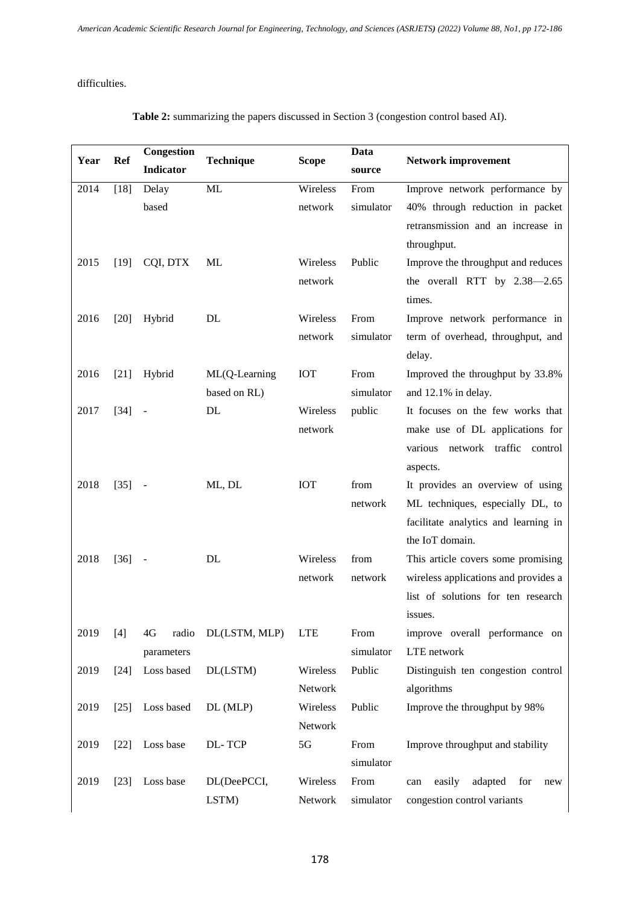difficulties.

**Table 2:** summarizing the papers discussed in Section 3 (congestion control based AI).

| Year | Ref | Congestion Indicator | Technique | Scope | Data source | Network improvement |
|---|---|---|---|---|---|---|
| 2014 | [18] | Delay based | ML | Wireless network | From simulator | Improve network performance by 40% through reduction in packet retransmission and an increase in throughput. |
| 2015 | [19] | CQI, DTX | ML | Wireless network | Public | Improve the throughput and reduces the overall RTT by 2.38—2.65 times. |
| 2016 | [20] | Hybrid | DL | Wireless network | From simulator | Improve network performance in term of overhead, throughput, and delay. |
| 2016 | [21] | Hybrid | ML(Q-Learning based on RL) | IOT | From simulator | Improved the throughput by 33.8% and 12.1% in delay. |
| 2017 | [34] | - | DL | Wireless network | public | It focuses on the few works that make use of DL applications for various network traffic control aspects. |
| 2018 | [35] | - | ML, DL | IOT | from network | It provides an overview of using ML techniques, especially DL, to facilitate analytics and learning in the IoT domain. |
| 2018 | [36] | - | DL | Wireless network | from network | This article covers some promising wireless applications and provides a list of solutions for ten research issues. |
| 2019 | [4] | 4G radio parameters | DL(LSTM, MLP) | LTE | From simulator | improve overall performance on LTE network |
| 2019 | [24] | Loss based | DL(LSTM) | Wireless Network | Public | Distinguish ten congestion control algorithms |
| 2019 | [25] | Loss based | DL (MLP) | Wireless Network | Public | Improve the throughput by 98% |
| 2019 | [22] | Loss base | DL- TCP | 5G | From simulator | Improve throughput and stability |
| 2019 | [23] | Loss base | DL(DeePCCI, LSTM) | Wireless Network | From simulator | can easily adapted for new congestion control variants |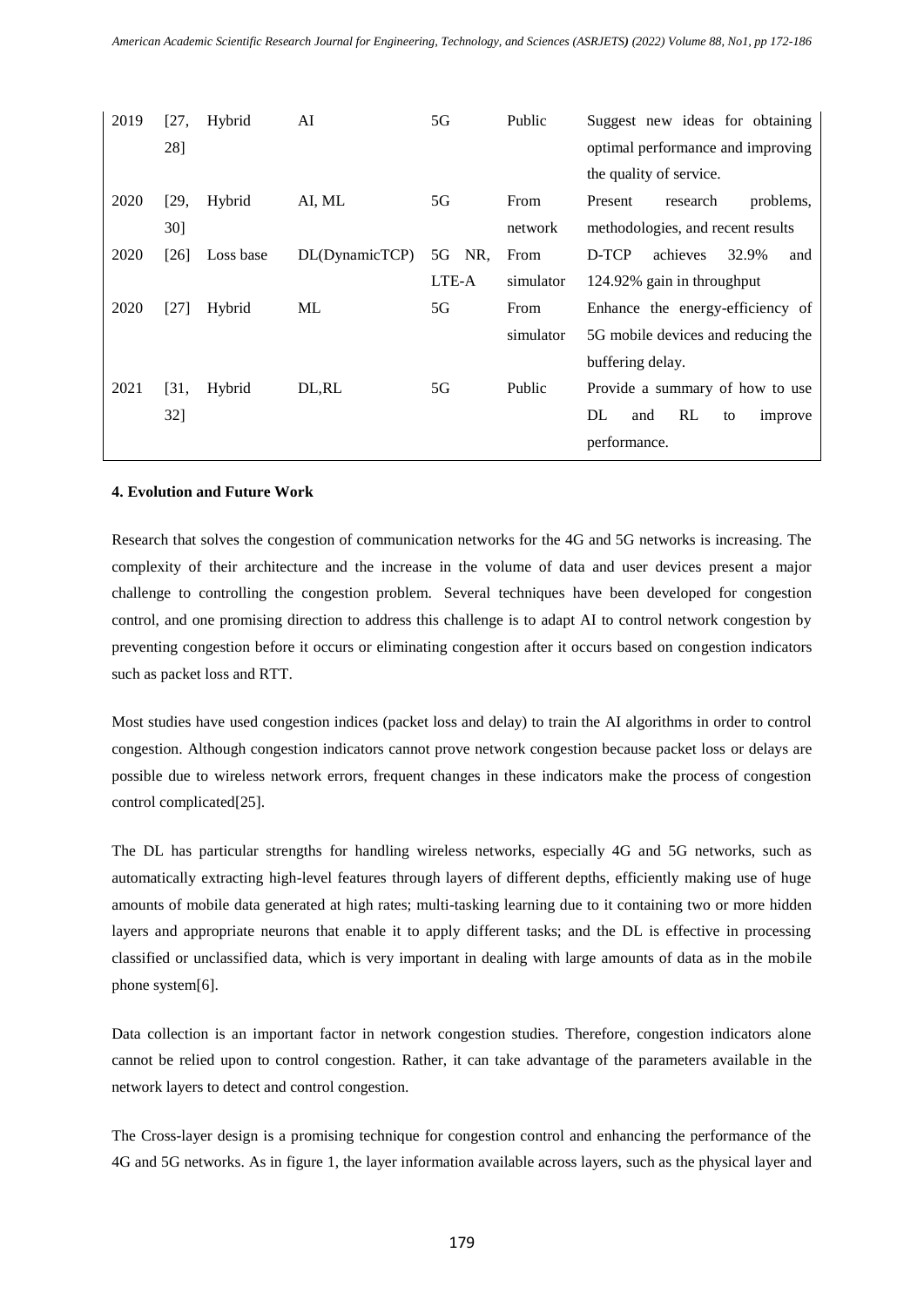| 2019 | [27, 28] | Hybrid | AI | 5G | Public | Suggest new ideas for obtaining optimal performance and improving the quality of service. |
|---|---|---|---|---|---|---|
| 2020 | [29, 30] | Hybrid | AI, ML | 5G | From network | Present research problems, methodologies, and recent results |
| 2020 | [26] | Loss base | DL(DynamicTCP) | 5G NR, LTE-A | From simulator | D-TCP achieves 32.9% and 124.92% gain in throughput |
| 2020 | [27] | Hybrid | ML | 5G | From simulator | Enhance the energy-efficiency of 5G mobile devices and reducing the buffering delay. |
| 2021 | [31, 32] | Hybrid | DL,RL | 5G | Public | Provide a summary of how to use DL and RL to improve performance. |

**4. Evolution and Future Work**

Research that solves the congestion of communication networks for the 4G and 5G networks is increasing. The complexity of their architecture and the increase in the volume of data and user devices present a major challenge to controlling the congestion problem. Several techniques have been developed for congestion control, and one promising direction to address this challenge is to adapt AI to control network congestion by preventing congestion before it occurs or eliminating congestion after it occurs based on congestion indicators such as packet loss and RTT.

Most studies have used congestion indices (packet loss and delay) to train the AI algorithms in order to control congestion. Although congestion indicators cannot prove network congestion because packet loss or delays are possible due to wireless network errors, frequent changes in these indicators make the process of congestion control complicated[25].

The DL has particular strengths for handling wireless networks, especially 4G and 5G networks, such as automatically extracting high-level features through layers of different depths, efficiently making use of huge amounts of mobile data generated at high rates; multi-tasking learning due to it containing two or more hidden layers and appropriate neurons that enable it to apply different tasks; and the DL is effective in processing classified or unclassified data, which is very important in dealing with large amounts of data as in the mobile phone system[6].

Data collection is an important factor in network congestion studies. Therefore, congestion indicators alone cannot be relied upon to control congestion. Rather, it can take advantage of the parameters available in the network layers to detect and control congestion.

The Cross-layer design is a promising technique for congestion control and enhancing the performance of the 4G and 5G networks. As in figure 1, the layer information available across layers, such as the physical layer and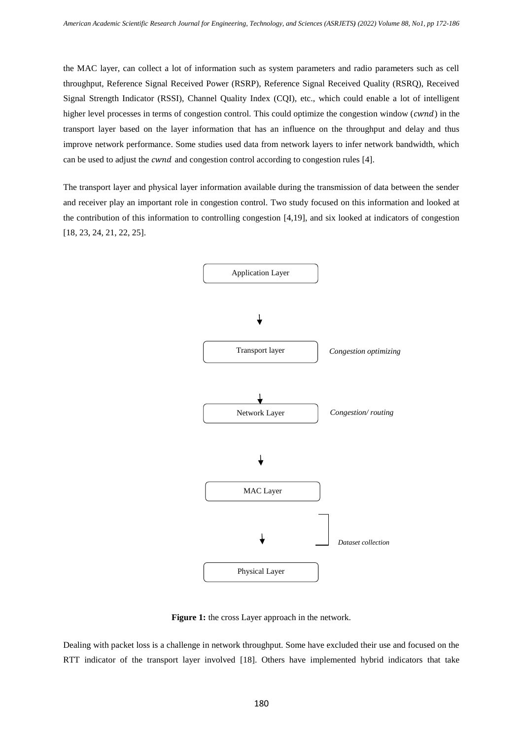the MAC layer, can collect a lot of information such as system parameters and radio parameters such as cell throughput, Reference Signal Received Power (RSRP), Reference Signal Received Quality (RSRQ), Received Signal Strength Indicator (RSSI), Channel Quality Index (CQI), etc., which could enable a lot of intelligent higher level processes in terms of congestion control. This could optimize the congestion window ($cwnd$) in the transport layer based on the layer information that has an influence on the throughput and delay and thus improve network performance. Some studies used data from network layers to infer network bandwidth, which can be used to adjust the $cwnd$ and congestion control according to congestion rules [4].

The transport layer and physical layer information available during the transmission of data between the sender and receiver play an important role in congestion control. Two study focused on this information and looked at the contribution of this information to controlling congestion [4,19], and six looked at indicators of congestion [18, 23, 24, 21, 22, 25].

Application Layer

↓

Transport layer — *Congestion optimizing*

↓

Network Layer — *Congestion/ routing*

↓

MAC Layer

↓ — *Dataset collection*

Physical Layer

**Figure 1:** the cross Layer approach in the network.

Dealing with packet loss is a challenge in network throughput. Some have excluded their use and focused on the RTT indicator of the transport layer involved [18]. Others have implemented hybrid indicators that take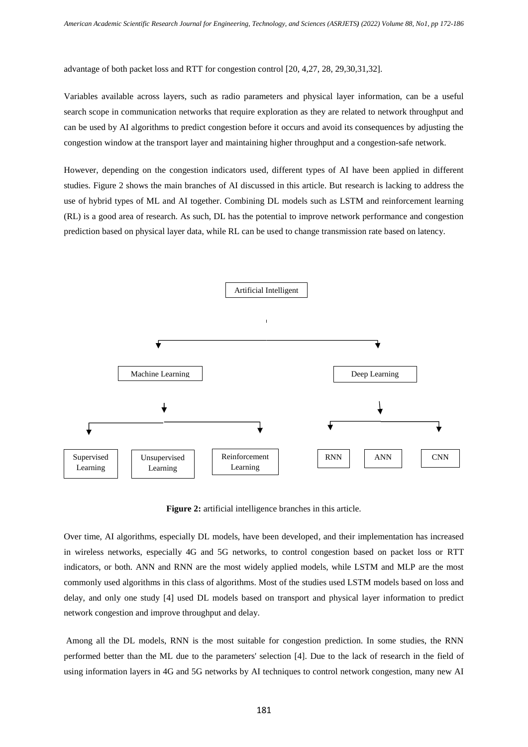advantage of both packet loss and RTT for congestion control [20, 4,27, 28, 29,30,31,32].

Variables available across layers, such as radio parameters and physical layer information, can be a useful search scope in communication networks that require exploration as they are related to network throughput and can be used by AI algorithms to predict congestion before it occurs and avoid its consequences by adjusting the congestion window at the transport layer and maintaining higher throughput and a congestion-safe network.

However, depending on the congestion indicators used, different types of AI have been applied in different studies. Figure 2 shows the main branches of AI discussed in this article. But research is lacking to address the use of hybrid types of ML and AI together. Combining DL models such as LSTM and reinforcement learning (RL) is a good area of research. As such, DL has the potential to improve network performance and congestion prediction based on physical layer data, while RL can be used to change transmission rate based on latency.

- Artificial Intelligent
  - Machine Learning
    - Supervised Learning
    - Unsupervised Learning
    - Reinforcement Learning
  - Deep Learning
    - RNN
    - ANN
    - CNN

**Figure 2:** artificial intelligence branches in this article.

Over time, AI algorithms, especially DL models, have been developed, and their implementation has increased in wireless networks, especially 4G and 5G networks, to control congestion based on packet loss or RTT indicators, or both. ANN and RNN are the most widely applied models, while LSTM and MLP are the most commonly used algorithms in this class of algorithms. Most of the studies used LSTM models based on loss and delay, and only one study [4] used DL models based on transport and physical layer information to predict network congestion and improve throughput and delay.

Among all the DL models, RNN is the most suitable for congestion prediction. In some studies, the RNN performed better than the ML due to the parameters' selection [4]. Due to the lack of research in the field of using information layers in 4G and 5G networks by AI techniques to control network congestion, many new AI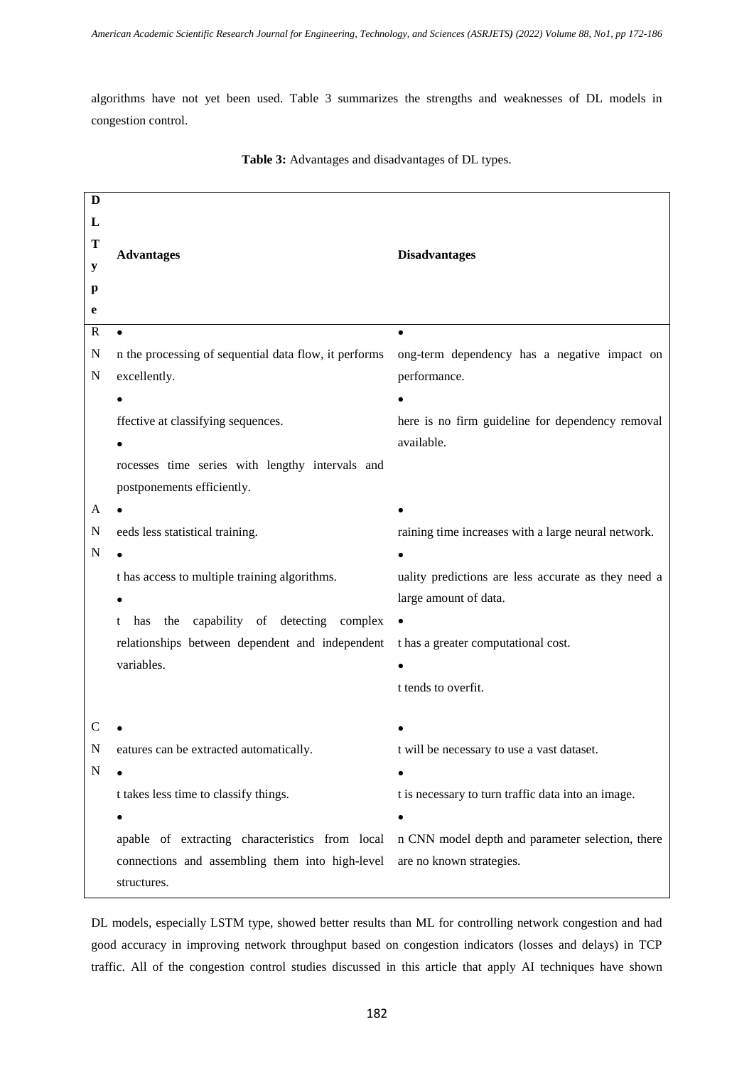algorithms have not yet been used. Table 3 summarizes the strengths and weaknesses of DL models in congestion control.

**Table 3:** Advantages and disadvantages of DL types.

| DL Type | Advantages | Disadvantages |
|---|---|---|
| RNN | • n the processing of sequential data flow, it performs excellently. • ffective at classifying sequences. • rocesses time series with lengthy intervals and postponements efficiently. | • ong-term dependency has a negative impact on performance. • here is no firm guideline for dependency removal available. |
| ANN | • eeds less statistical training. • t has access to multiple training algorithms. • t has the capability of detecting complex relationships between dependent and independent variables. | • raining time increases with a large neural network. • uality predictions are less accurate as they need a large amount of data. • t has a greater computational cost. • t tends to overfit. |
| CNN | • eatures can be extracted automatically. • t takes less time to classify things. • apable of extracting characteristics from local connections and assembling them into high-level structures. | • t will be necessary to use a vast dataset. • t is necessary to turn traffic data into an image. • n CNN model depth and parameter selection, there are no known strategies. |

DL models, especially LSTM type, showed better results than ML for controlling network congestion and had good accuracy in improving network throughput based on congestion indicators (losses and delays) in TCP traffic. All of the congestion control studies discussed in this article that apply AI techniques have shown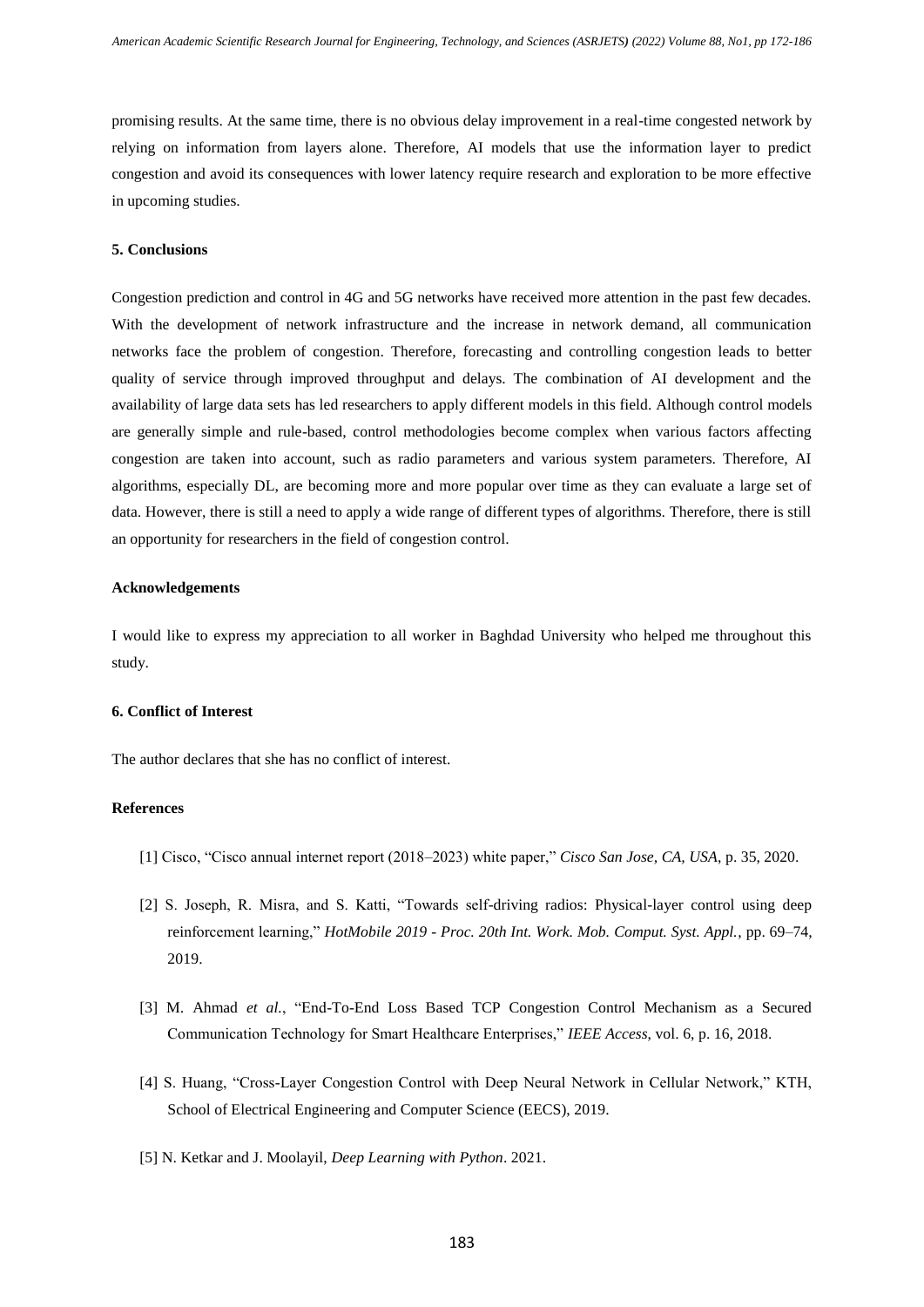promising results. At the same time, there is no obvious delay improvement in a real-time congested network by relying on information from layers alone. Therefore, AI models that use the information layer to predict congestion and avoid its consequences with lower latency require research and exploration to be more effective in upcoming studies.

## 5. Conclusions

Congestion prediction and control in 4G and 5G networks have received more attention in the past few decades. With the development of network infrastructure and the increase in network demand, all communication networks face the problem of congestion. Therefore, forecasting and controlling congestion leads to better quality of service through improved throughput and delays. The combination of AI development and the availability of large data sets has led researchers to apply different models in this field. Although control models are generally simple and rule-based, control methodologies become complex when various factors affecting congestion are taken into account, such as radio parameters and various system parameters. Therefore, AI algorithms, especially DL, are becoming more and more popular over time as they can evaluate a large set of data. However, there is still a need to apply a wide range of different types of algorithms. Therefore, there is still an opportunity for researchers in the field of congestion control.

## Acknowledgements

I would like to express my appreciation to all worker in Baghdad University who helped me throughout this study.

## 6. Conflict of Interest

The author declares that she has no conflict of interest.

## References

[1] Cisco, "Cisco annual internet report (2018–2023) white paper," *Cisco San Jose, CA, USA*, p. 35, 2020.

[2] S. Joseph, R. Misra, and S. Katti, "Towards self-driving radios: Physical-layer control using deep reinforcement learning," *HotMobile 2019 - Proc. 20th Int. Work. Mob. Comput. Syst. Appl.*, pp. 69–74, 2019.

[3] M. Ahmad *et al.*, "End-To-End Loss Based TCP Congestion Control Mechanism as a Secured Communication Technology for Smart Healthcare Enterprises," *IEEE Access*, vol. 6, p. 16, 2018.

[4] S. Huang, "Cross-Layer Congestion Control with Deep Neural Network in Cellular Network," KTH, School of Electrical Engineering and Computer Science (EECS), 2019.

[5] N. Ketkar and J. Moolayil, *Deep Learning with Python*. 2021.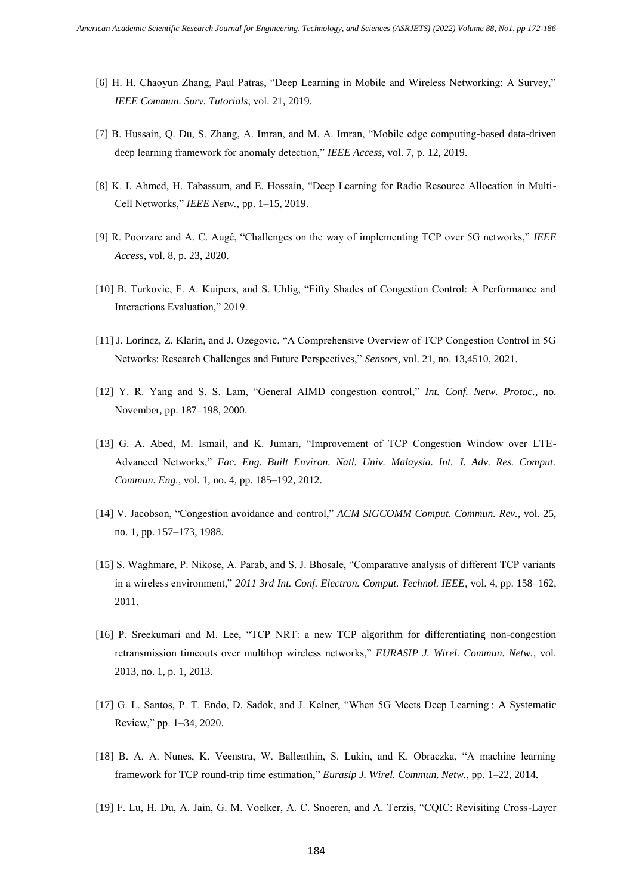[6] H. H. Chaoyun Zhang, Paul Patras, "Deep Learning in Mobile and Wireless Networking: A Survey," *IEEE Commun. Surv. Tutorials*, vol. 21, 2019.

[7] B. Hussain, Q. Du, S. Zhang, A. Imran, and M. A. Imran, "Mobile edge computing-based data-driven deep learning framework for anomaly detection," *IEEE Access*, vol. 7, p. 12, 2019.

[8] K. I. Ahmed, H. Tabassum, and E. Hossain, "Deep Learning for Radio Resource Allocation in Multi-Cell Networks," *IEEE Netw.*, pp. 1–15, 2019.

[9] R. Poorzare and A. C. Augé, "Challenges on the way of implementing TCP over 5G networks," *IEEE Access*, vol. 8, p. 23, 2020.

[10] B. Turkovic, F. A. Kuipers, and S. Uhlig, "Fifty Shades of Congestion Control: A Performance and Interactions Evaluation," 2019.

[11] J. Lorincz, Z. Klarin, and J. Ozegovic, "A Comprehensive Overview of TCP Congestion Control in 5G Networks: Research Challenges and Future Perspectives," *Sensors*, vol. 21, no. 13,4510, 2021.

[12] Y. R. Yang and S. S. Lam, "General AIMD congestion control," *Int. Conf. Netw. Protoc.*, no. November, pp. 187–198, 2000.

[13] G. A. Abed, M. Ismail, and K. Jumari, "Improvement of TCP Congestion Window over LTE-Advanced Networks," *Fac. Eng. Built Environ. Natl. Univ. Malaysia. Int. J. Adv. Res. Comput. Commun. Eng.*, vol. 1, no. 4, pp. 185–192, 2012.

[14] V. Jacobson, "Congestion avoidance and control," *ACM SIGCOMM Comput. Commun. Rev.*, vol. 25, no. 1, pp. 157–173, 1988.

[15] S. Waghmare, P. Nikose, A. Parab, and S. J. Bhosale, "Comparative analysis of different TCP variants in a wireless environment," *2011 3rd Int. Conf. Electron. Comput. Technol. IEEE*, vol. 4, pp. 158–162, 2011.

[16] P. Sreekumari and M. Lee, "TCP NRT: a new TCP algorithm for differentiating non-congestion retransmission timeouts over multihop wireless networks," *EURASIP J. Wirel. Commun. Netw.*, vol. 2013, no. 1, p. 1, 2013.

[17] G. L. Santos, P. T. Endo, D. Sadok, and J. Kelner, "When 5G Meets Deep Learning : A Systematic Review," pp. 1–34, 2020.

[18] B. A. A. Nunes, K. Veenstra, W. Ballenthin, S. Lukin, and K. Obraczka, "A machine learning framework for TCP round-trip time estimation," *Eurasip J. Wirel. Commun. Netw.*, pp. 1–22, 2014.

[19] F. Lu, H. Du, A. Jain, G. M. Voelker, A. C. Snoeren, and A. Terzis, "CQIC: Revisiting Cross-Layer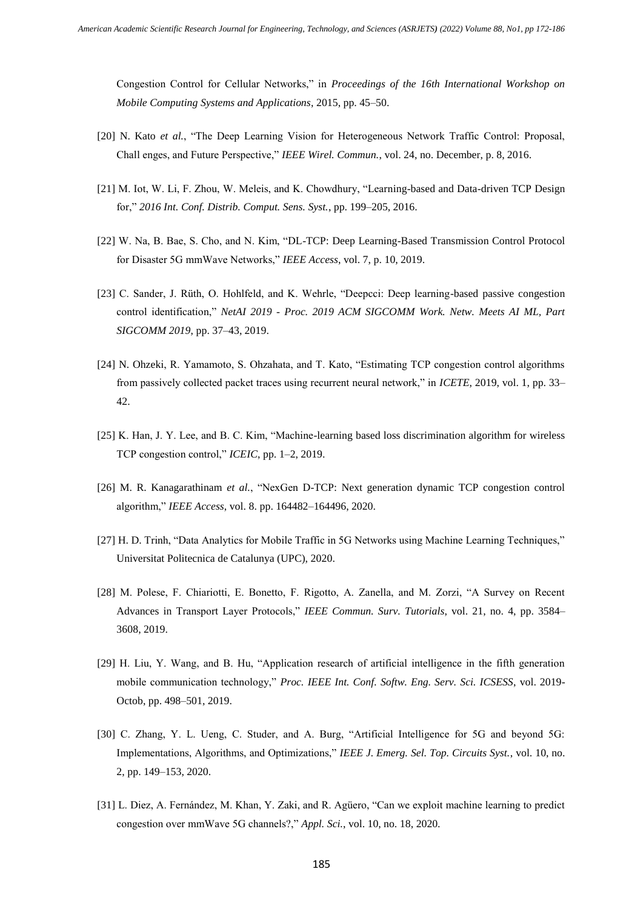Congestion Control for Cellular Networks," in *Proceedings of the 16th International Workshop on Mobile Computing Systems and Applications*, 2015, pp. 45–50.

[20] N. Kato *et al.*, "The Deep Learning Vision for Heterogeneous Network Traffic Control: Proposal, Chall enges, and Future Perspective," *IEEE Wirel. Commun.*, vol. 24, no. December, p. 8, 2016.

[21] M. Iot, W. Li, F. Zhou, W. Meleis, and K. Chowdhury, "Learning-based and Data-driven TCP Design for," *2016 Int. Conf. Distrib. Comput. Sens. Syst.*, pp. 199–205, 2016.

[22] W. Na, B. Bae, S. Cho, and N. Kim, "DL-TCP: Deep Learning-Based Transmission Control Protocol for Disaster 5G mmWave Networks," *IEEE Access*, vol. 7, p. 10, 2019.

[23] C. Sander, J. Rüth, O. Hohlfeld, and K. Wehrle, "Deepcci: Deep learning-based passive congestion control identification," *NetAI 2019 - Proc. 2019 ACM SIGCOMM Work. Netw. Meets AI ML, Part SIGCOMM 2019*, pp. 37–43, 2019.

[24] N. Ohzeki, R. Yamamoto, S. Ohzahata, and T. Kato, "Estimating TCP congestion control algorithms from passively collected packet traces using recurrent neural network," in *ICETE*, 2019, vol. 1, pp. 33–42.

[25] K. Han, J. Y. Lee, and B. C. Kim, "Machine-learning based loss discrimination algorithm for wireless TCP congestion control," *ICEIC*, pp. 1–2, 2019.

[26] M. R. Kanagarathinam *et al.*, "NexGen D-TCP: Next generation dynamic TCP congestion control algorithm," *IEEE Access*, vol. 8. pp. 164482–164496, 2020.

[27] H. D. Trinh, "Data Analytics for Mobile Traffic in 5G Networks using Machine Learning Techniques," Universitat Politecnica de Catalunya (UPC), 2020.

[28] M. Polese, F. Chiariotti, E. Bonetto, F. Rigotto, A. Zanella, and M. Zorzi, "A Survey on Recent Advances in Transport Layer Protocols," *IEEE Commun. Surv. Tutorials*, vol. 21, no. 4, pp. 3584–3608, 2019.

[29] H. Liu, Y. Wang, and B. Hu, "Application research of artificial intelligence in the fifth generation mobile communication technology," *Proc. IEEE Int. Conf. Softw. Eng. Serv. Sci. ICSESS*, vol. 2019-Octob, pp. 498–501, 2019.

[30] C. Zhang, Y. L. Ueng, C. Studer, and A. Burg, "Artificial Intelligence for 5G and beyond 5G: Implementations, Algorithms, and Optimizations," *IEEE J. Emerg. Sel. Top. Circuits Syst.*, vol. 10, no. 2, pp. 149–153, 2020.

[31] L. Diez, A. Fernández, M. Khan, Y. Zaki, and R. Agüero, "Can we exploit machine learning to predict congestion over mmWave 5G channels?," *Appl. Sci.*, vol. 10, no. 18, 2020.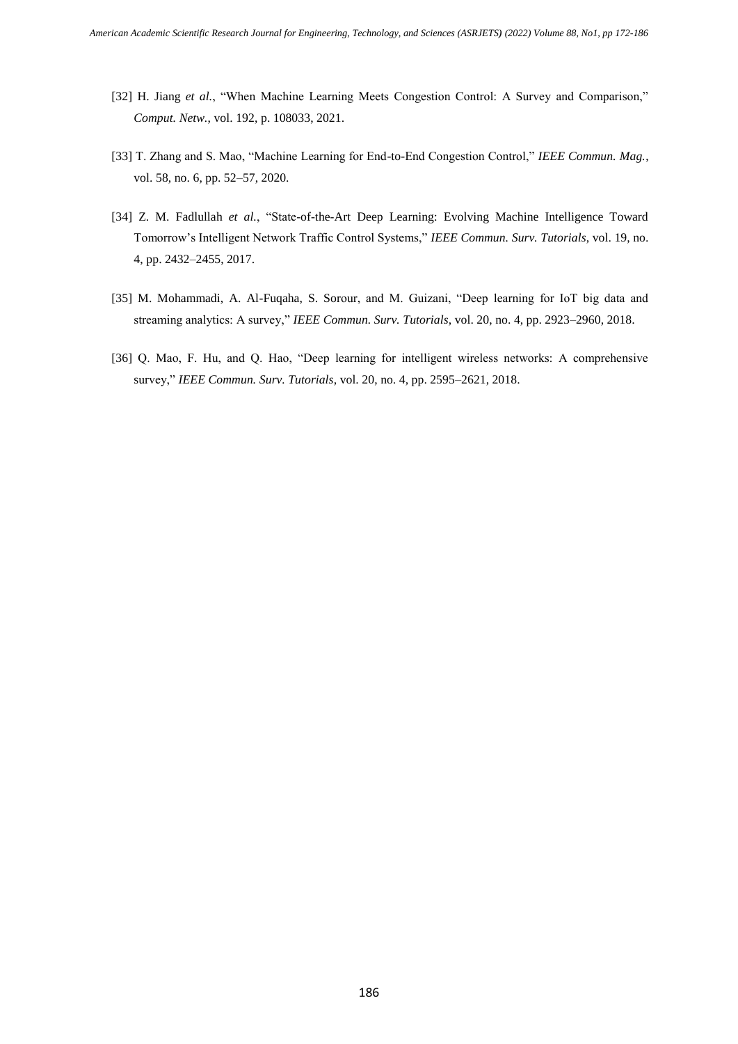[32] H. Jiang *et al.*, "When Machine Learning Meets Congestion Control: A Survey and Comparison," *Comput. Netw.*, vol. 192, p. 108033, 2021.

[33] T. Zhang and S. Mao, "Machine Learning for End-to-End Congestion Control," *IEEE Commun. Mag.*, vol. 58, no. 6, pp. 52–57, 2020.

[34] Z. M. Fadlullah *et al.*, "State-of-the-Art Deep Learning: Evolving Machine Intelligence Toward Tomorrow's Intelligent Network Traffic Control Systems," *IEEE Commun. Surv. Tutorials*, vol. 19, no. 4, pp. 2432–2455, 2017.

[35] M. Mohammadi, A. Al-Fuqaha, S. Sorour, and M. Guizani, "Deep learning for IoT big data and streaming analytics: A survey," *IEEE Commun. Surv. Tutorials*, vol. 20, no. 4, pp. 2923–2960, 2018.

[36] Q. Mao, F. Hu, and Q. Hao, "Deep learning for intelligent wireless networks: A comprehensive survey," *IEEE Commun. Surv. Tutorials*, vol. 20, no. 4, pp. 2595–2621, 2018.